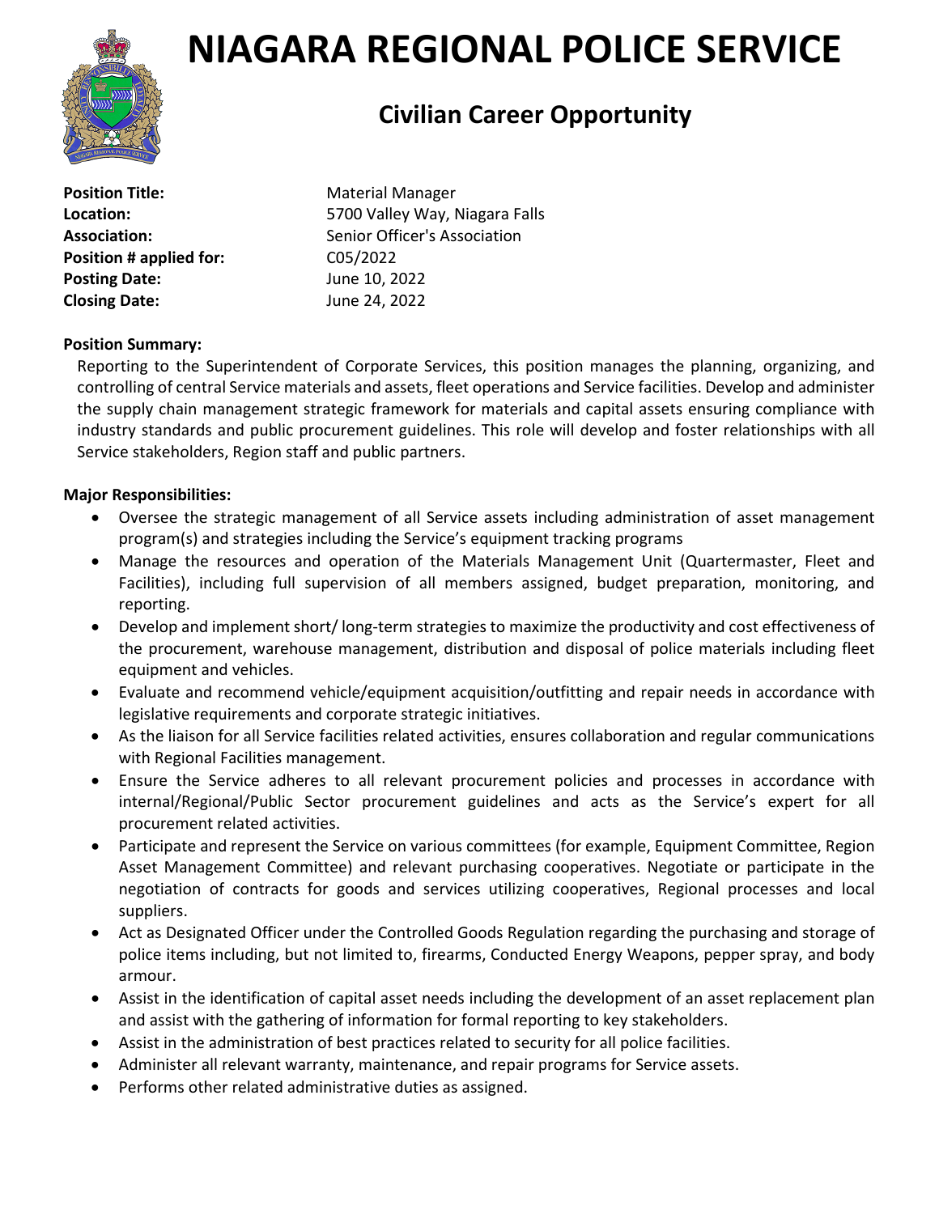# NIAGARA REGIONAL POLICE SERVICE

## Civilian Career Opportunity

| | |
|---|---|
| **Position Title:** | Material Manager |
| **Location:** | 5700 Valley Way, Niagara Falls |
| **Association:** | Senior Officer's Association |
| **Position # applied for:** | C05/2022 |
| **Posting Date:** | June 10, 2022 |
| **Closing Date:** | June 24, 2022 |

**Position Summary:**

Reporting to the Superintendent of Corporate Services, this position manages the planning, organizing, and controlling of central Service materials and assets, fleet operations and Service facilities. Develop and administer the supply chain management strategic framework for materials and capital assets ensuring compliance with industry standards and public procurement guidelines. This role will develop and foster relationships with all Service stakeholders, Region staff and public partners.

**Major Responsibilities:**

- Oversee the strategic management of all Service assets including administration of asset management program(s) and strategies including the Service's equipment tracking programs
- Manage the resources and operation of the Materials Management Unit (Quartermaster, Fleet and Facilities), including full supervision of all members assigned, budget preparation, monitoring, and reporting.
- Develop and implement short/ long-term strategies to maximize the productivity and cost effectiveness of the procurement, warehouse management, distribution and disposal of police materials including fleet equipment and vehicles.
- Evaluate and recommend vehicle/equipment acquisition/outfitting and repair needs in accordance with legislative requirements and corporate strategic initiatives.
- As the liaison for all Service facilities related activities, ensures collaboration and regular communications with Regional Facilities management.
- Ensure the Service adheres to all relevant procurement policies and processes in accordance with internal/Regional/Public Sector procurement guidelines and acts as the Service's expert for all procurement related activities.
- Participate and represent the Service on various committees (for example, Equipment Committee, Region Asset Management Committee) and relevant purchasing cooperatives. Negotiate or participate in the negotiation of contracts for goods and services utilizing cooperatives, Regional processes and local suppliers.
- Act as Designated Officer under the Controlled Goods Regulation regarding the purchasing and storage of police items including, but not limited to, firearms, Conducted Energy Weapons, pepper spray, and body armour.
- Assist in the identification of capital asset needs including the development of an asset replacement plan and assist with the gathering of information for formal reporting to key stakeholders.
- Assist in the administration of best practices related to security for all police facilities.
- Administer all relevant warranty, maintenance, and repair programs for Service assets.
- Performs other related administrative duties as assigned.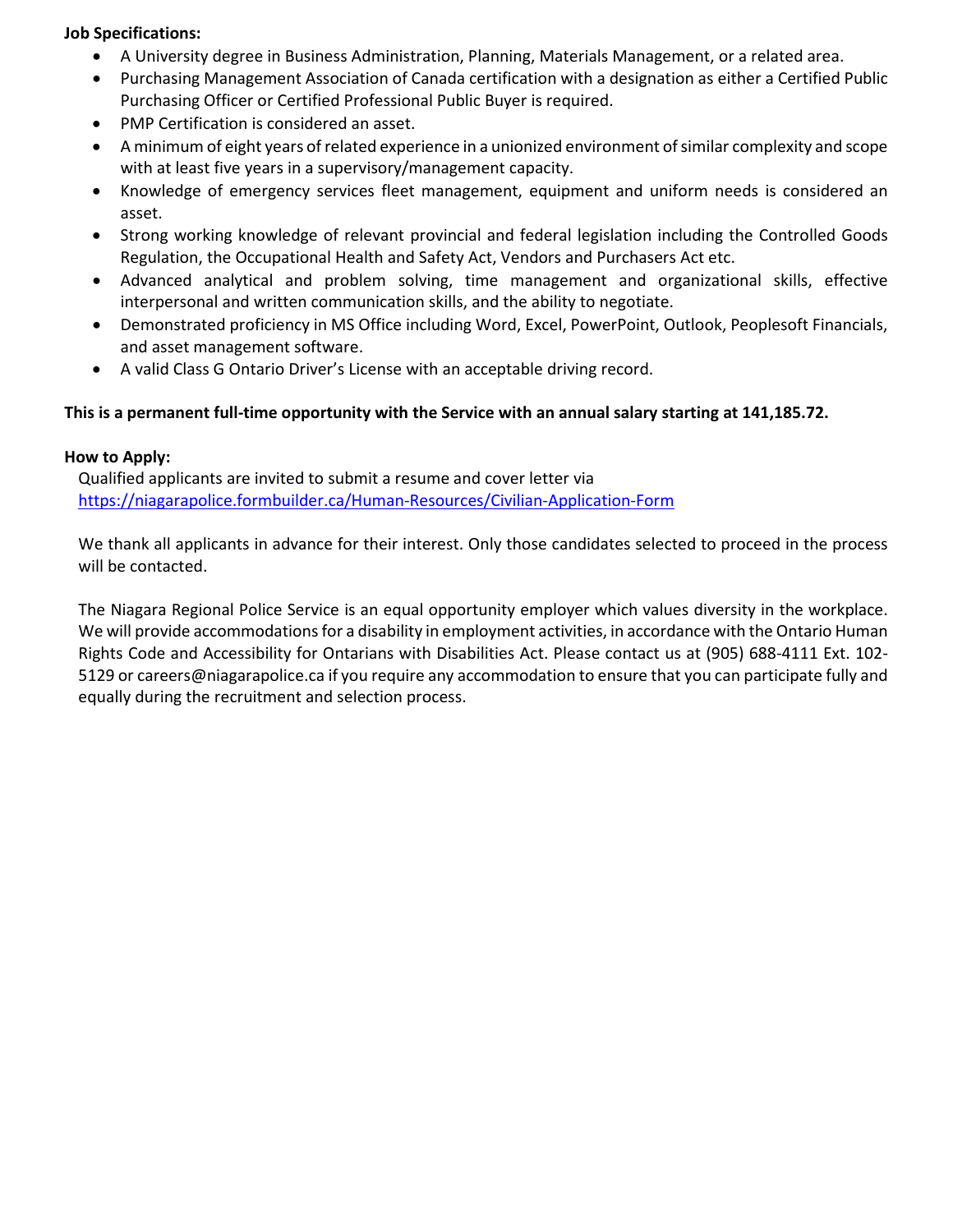**Job Specifications:**

- A University degree in Business Administration, Planning, Materials Management, or a related area.
- Purchasing Management Association of Canada certification with a designation as either a Certified Public Purchasing Officer or Certified Professional Public Buyer is required.
- PMP Certification is considered an asset.
- A minimum of eight years of related experience in a unionized environment of similar complexity and scope with at least five years in a supervisory/management capacity.
- Knowledge of emergency services fleet management, equipment and uniform needs is considered an asset.
- Strong working knowledge of relevant provincial and federal legislation including the Controlled Goods Regulation, the Occupational Health and Safety Act, Vendors and Purchasers Act etc.
- Advanced analytical and problem solving, time management and organizational skills, effective interpersonal and written communication skills, and the ability to negotiate.
- Demonstrated proficiency in MS Office including Word, Excel, PowerPoint, Outlook, Peoplesoft Financials, and asset management software.
- A valid Class G Ontario Driver's License with an acceptable driving record.

**This is a permanent full-time opportunity with the Service with an annual salary starting at 141,185.72.**

**How to Apply:**

Qualified applicants are invited to submit a resume and cover letter via https://niagarapolice.formbuilder.ca/Human-Resources/Civilian-Application-Form

We thank all applicants in advance for their interest. Only those candidates selected to proceed in the process will be contacted.

The Niagara Regional Police Service is an equal opportunity employer which values diversity in the workplace. We will provide accommodations for a disability in employment activities, in accordance with the Ontario Human Rights Code and Accessibility for Ontarians with Disabilities Act. Please contact us at (905) 688-4111 Ext. 102-5129 or careers@niagarapolice.ca if you require any accommodation to ensure that you can participate fully and equally during the recruitment and selection process.